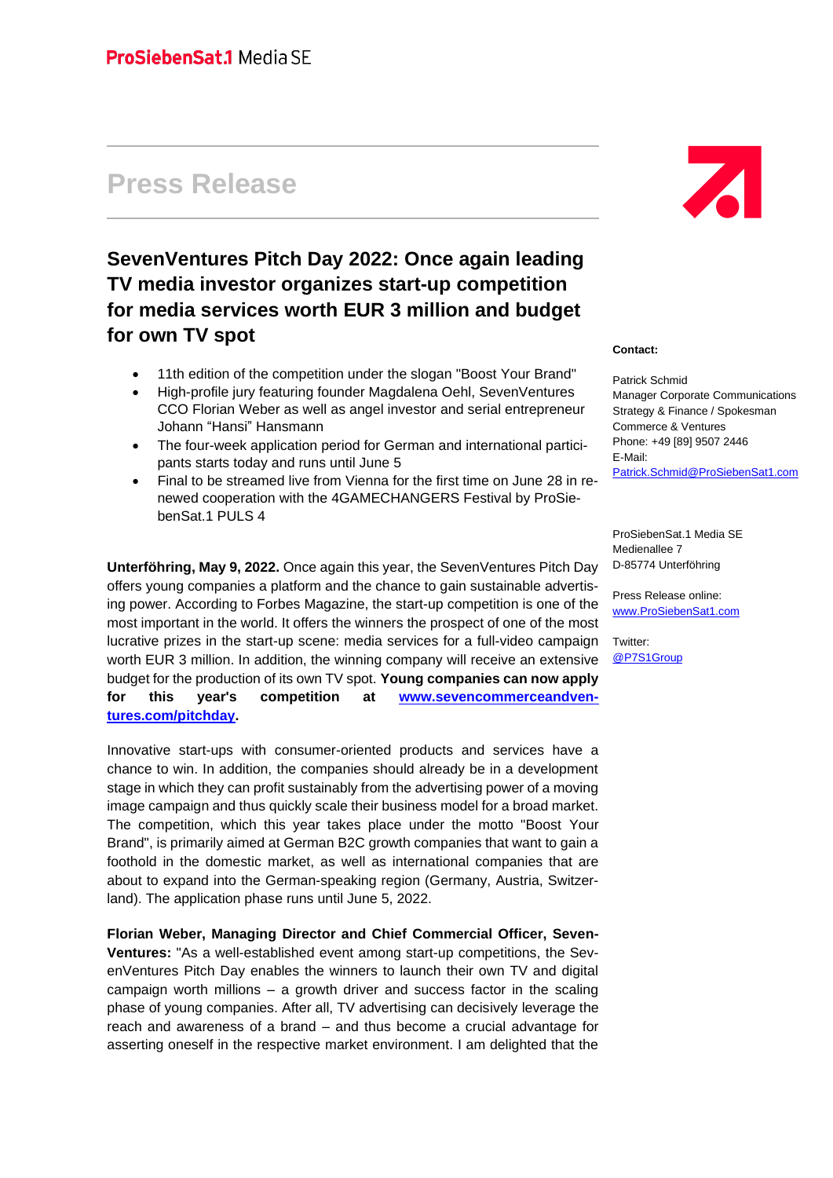ProSiebenSat.1 Media SE

# Press Release

## SevenVentures Pitch Day 2022: Once again leading TV media investor organizes start-up competition for media services worth EUR 3 million and budget for own TV spot

- 11th edition of the competition under the slogan "Boost Your Brand"
- High-profile jury featuring founder Magdalena Oehl, SevenVentures CCO Florian Weber as well as angel investor and serial entrepreneur Johann "Hansi" Hansmann
- The four-week application period for German and international participants starts today and runs until June 5
- Final to be streamed live from Vienna for the first time on June 28 in renewed cooperation with the 4GAMECHANGERS Festival by ProSiebenSat.1 PULS 4

**Unterföhring, May 9, 2022.** Once again this year, the SevenVentures Pitch Day offers young companies a platform and the chance to gain sustainable advertising power. According to Forbes Magazine, the start-up competition is one of the most important in the world. It offers the winners the prospect of one of the most lucrative prizes in the start-up scene: media services for a full-video campaign worth EUR 3 million. In addition, the winning company will receive an extensive budget for the production of its own TV spot. **Young companies can now apply for this year's competition at www.sevencommerceandventures.com/pitchday.**

Innovative start-ups with consumer-oriented products and services have a chance to win. In addition, the companies should already be in a development stage in which they can profit sustainably from the advertising power of a moving image campaign and thus quickly scale their business model for a broad market. The competition, which this year takes place under the motto "Boost Your Brand", is primarily aimed at German B2C growth companies that want to gain a foothold in the domestic market, as well as international companies that are about to expand into the German-speaking region (Germany, Austria, Switzerland). The application phase runs until June 5, 2022.

**Florian Weber, Managing Director and Chief Commercial Officer, SevenVentures:** "As a well-established event among start-up competitions, the SevenVentures Pitch Day enables the winners to launch their own TV and digital campaign worth millions – a growth driver and success factor in the scaling phase of young companies. After all, TV advertising can decisively leverage the reach and awareness of a brand – and thus become a crucial advantage for asserting oneself in the respective market environment. I am delighted that the

**Contact:**

Patrick Schmid
Manager Corporate Communications
Strategy & Finance / Spokesman
Commerce & Ventures
Phone: +49 [89] 9507 2446
E-Mail:
Patrick.Schmid@ProSiebenSat1.com

ProSiebenSat.1 Media SE
Medienallee 7
D-85774 Unterföhring

Press Release online:
www.ProSiebenSat1.com

Twitter:
@P7S1Group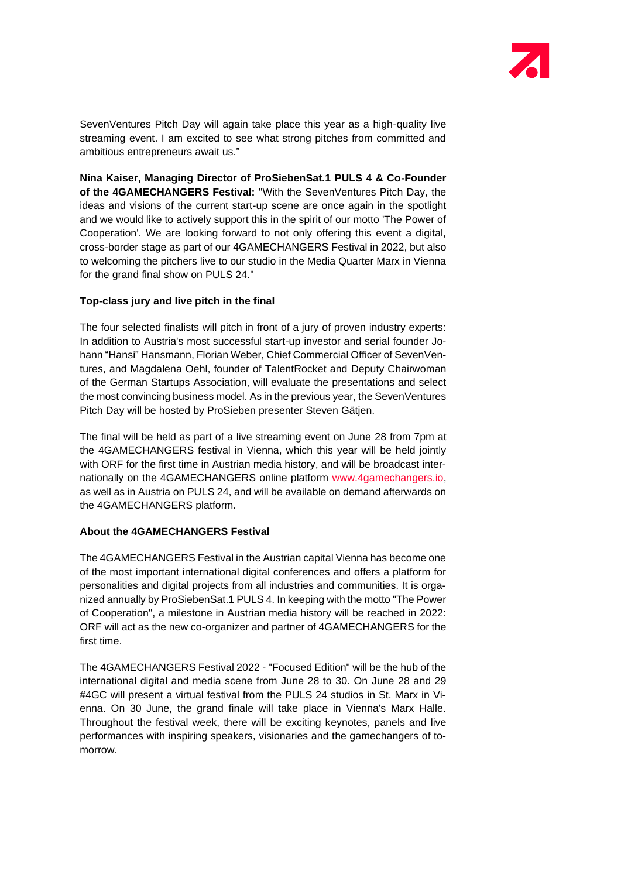SevenVentures Pitch Day will again take place this year as a high-quality live streaming event. I am excited to see what strong pitches from committed and ambitious entrepreneurs await us."

**Nina Kaiser, Managing Director of ProSiebenSat.1 PULS 4 & Co-Founder of the 4GAMECHANGERS Festival:** "With the SevenVentures Pitch Day, the ideas and visions of the current start-up scene are once again in the spotlight and we would like to actively support this in the spirit of our motto 'The Power of Cooperation'. We are looking forward to not only offering this event a digital, cross-border stage as part of our 4GAMECHANGERS Festival in 2022, but also to welcoming the pitchers live to our studio in the Media Quarter Marx in Vienna for the grand final show on PULS 24."

**Top-class jury and live pitch in the final**

The four selected finalists will pitch in front of a jury of proven industry experts: In addition to Austria's most successful start-up investor and serial founder Johann "Hansi" Hansmann, Florian Weber, Chief Commercial Officer of SevenVentures, and Magdalena Oehl, founder of TalentRocket and Deputy Chairwoman of the German Startups Association, will evaluate the presentations and select the most convincing business model. As in the previous year, the SevenVentures Pitch Day will be hosted by ProSieben presenter Steven Gätjen.

The final will be held as part of a live streaming event on June 28 from 7pm at the 4GAMECHANGERS festival in Vienna, which this year will be held jointly with ORF for the first time in Austrian media history, and will be broadcast internationally on the 4GAMECHANGERS online platform www.4gamechangers.io, as well as in Austria on PULS 24, and will be available on demand afterwards on the 4GAMECHANGERS platform.

**About the 4GAMECHANGERS Festival**

The 4GAMECHANGERS Festival in the Austrian capital Vienna has become one of the most important international digital conferences and offers a platform for personalities and digital projects from all industries and communities. It is organized annually by ProSiebenSat.1 PULS 4. In keeping with the motto "The Power of Cooperation", a milestone in Austrian media history will be reached in 2022: ORF will act as the new co-organizer and partner of 4GAMECHANGERS for the first time.

The 4GAMECHANGERS Festival 2022 - "Focused Edition" will be the hub of the international digital and media scene from June 28 to 30. On June 28 and 29 #4GC will present a virtual festival from the PULS 24 studios in St. Marx in Vienna. On 30 June, the grand finale will take place in Vienna's Marx Halle. Throughout the festival week, there will be exciting keynotes, panels and live performances with inspiring speakers, visionaries and the gamechangers of tomorrow.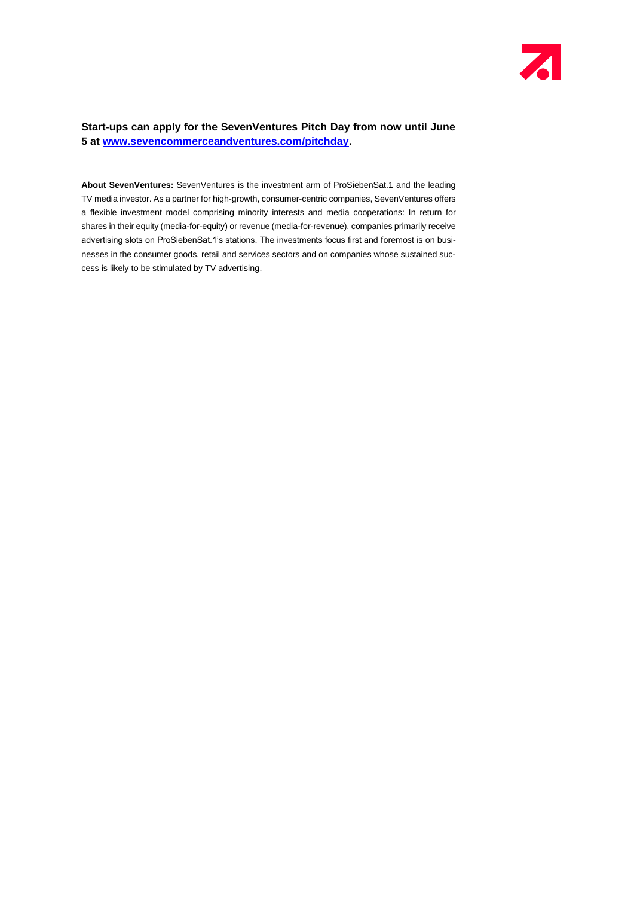**Start-ups can apply for the SevenVentures Pitch Day from now until June 5 at [www.sevencommerceandventures.com/pitchday](www.sevencommerceandventures.com/pitchday).**

**About SevenVentures:** SevenVentures is the investment arm of ProSiebenSat.1 and the leading TV media investor. As a partner for high-growth, consumer-centric companies, SevenVentures offers a flexible investment model comprising minority interests and media cooperations: In return for shares in their equity (media-for-equity) or revenue (media-for-revenue), companies primarily receive advertising slots on ProSiebenSat.1's stations. The investments focus first and foremost is on businesses in the consumer goods, retail and services sectors and on companies whose sustained success is likely to be stimulated by TV advertising.